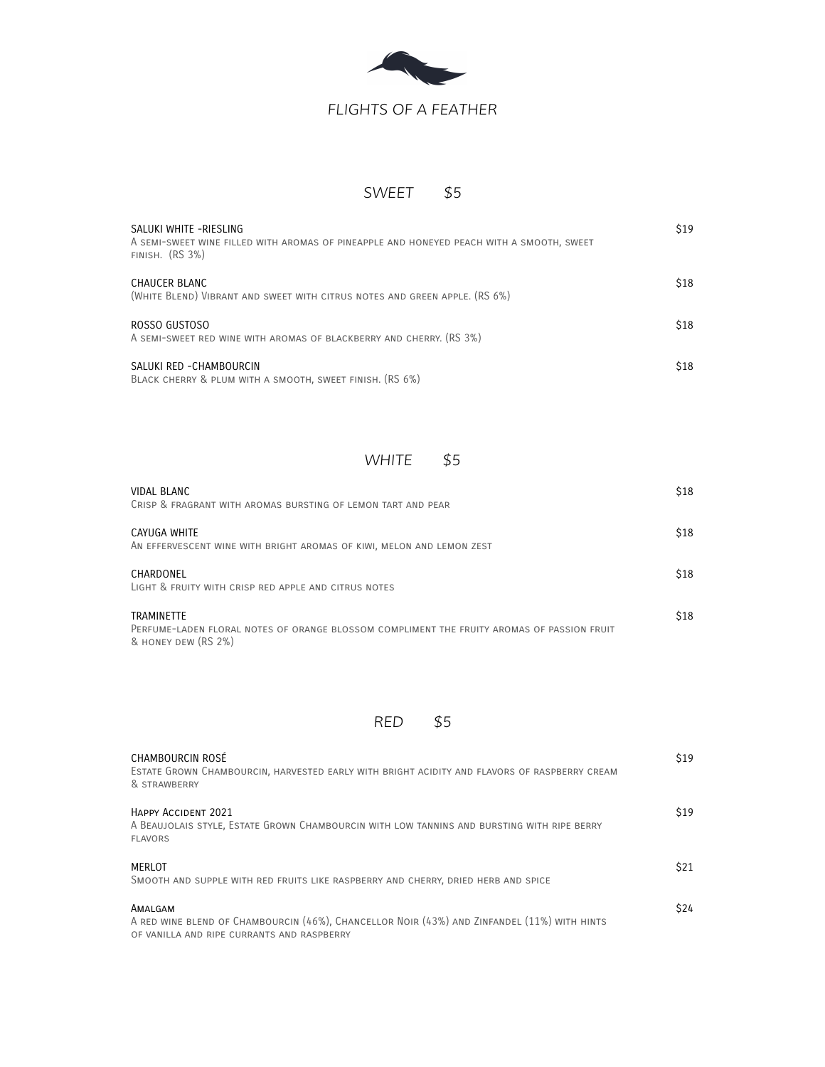# *FLIGHTS OF A FEATHER*

## *SWEET $5*

**SALUKI WHITE -RIESLING** $19
A semi-sweet wine filled with aromas of pineapple and honeyed peach with a smooth, sweet finish. (RS 3%)

**CHAUCER BLANC** $18
(White Blend) Vibrant and sweet with citrus notes and green apple. (RS 6%)

**ROSSO GUSTOSO** $18
A semi-sweet red wine with aromas of blackberry and cherry. (RS 3%)

**SALUKI RED -CHAMBOURCIN** $18
Black cherry & plum with a smooth, sweet finish. (RS 6%)

## *WHITE $5*

**VIDAL BLANC** $18
Crisp & fragrant with aromas bursting of lemon tart and pear

**CAYUGA WHITE** $18
An effervescent wine with bright aromas of kiwi, melon and lemon zest

**CHARDONEL** $18
Light & fruity with crisp red apple and citrus notes

**TRAMINETTE** $18
Perfume-laden floral notes of orange blossom compliment the fruity aromas of passion fruit & honey dew (RS 2%)

## *RED $5*

**CHAMBOURCIN ROSÉ** $19
Estate Grown Chambourcin, harvested early with bright acidity and flavors of raspberry cream & strawberry

**Happy Accident 2021** $19
A Beaujolais style, Estate Grown Chambourcin with low tannins and bursting with ripe berry flavors

**MERLOT** $21
Smooth and supple with red fruits like raspberry and cherry, dried herb and spice

**Amalgam** $24
A red wine blend of Chambourcin (46%), Chancellor Noir (43%) and Zinfandel (11%) with hints of vanilla and ripe currants and raspberry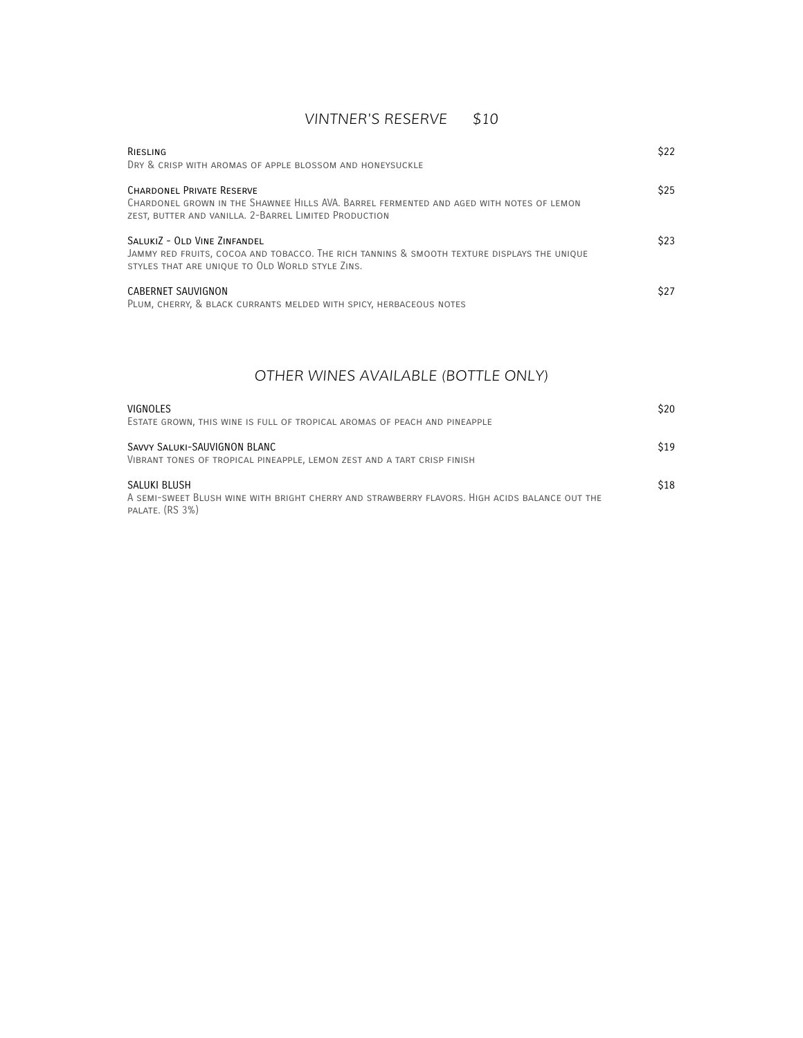## *VINTNER'S RESERVE $10*

**Riesling** — $22
Dry & crisp with aromas of apple blossom and honeysuckle

**Chardonel Private Reserve** — $25
Chardonel grown in the Shawnee Hills AVA. Barrel fermented and aged with notes of lemon zest, butter and vanilla. 2-Barrel Limited Production

**SalukiZ - Old Vine Zinfandel** — $23
Jammy red fruits, cocoa and tobacco. The rich tannins & smooth texture displays the unique styles that are unique to Old World style Zins.

**CABERNET SAUVIGNON** — $27
Plum, cherry, & black currants melded with spicy, herbaceous notes

## *OTHER WINES AVAILABLE (BOTTLE ONLY)*

**VIGNOLES** — $20
Estate grown, this wine is full of tropical aromas of peach and pineapple

**Savvy Saluki-SAUVIGNON BLANC** — $19
Vibrant tones of tropical pineapple, lemon zest and a tart crisp finish

**SALUKI BLUSH** — $18
A semi-sweet Blush wine with bright cherry and strawberry flavors. High acids balance out the palate. (RS 3%)